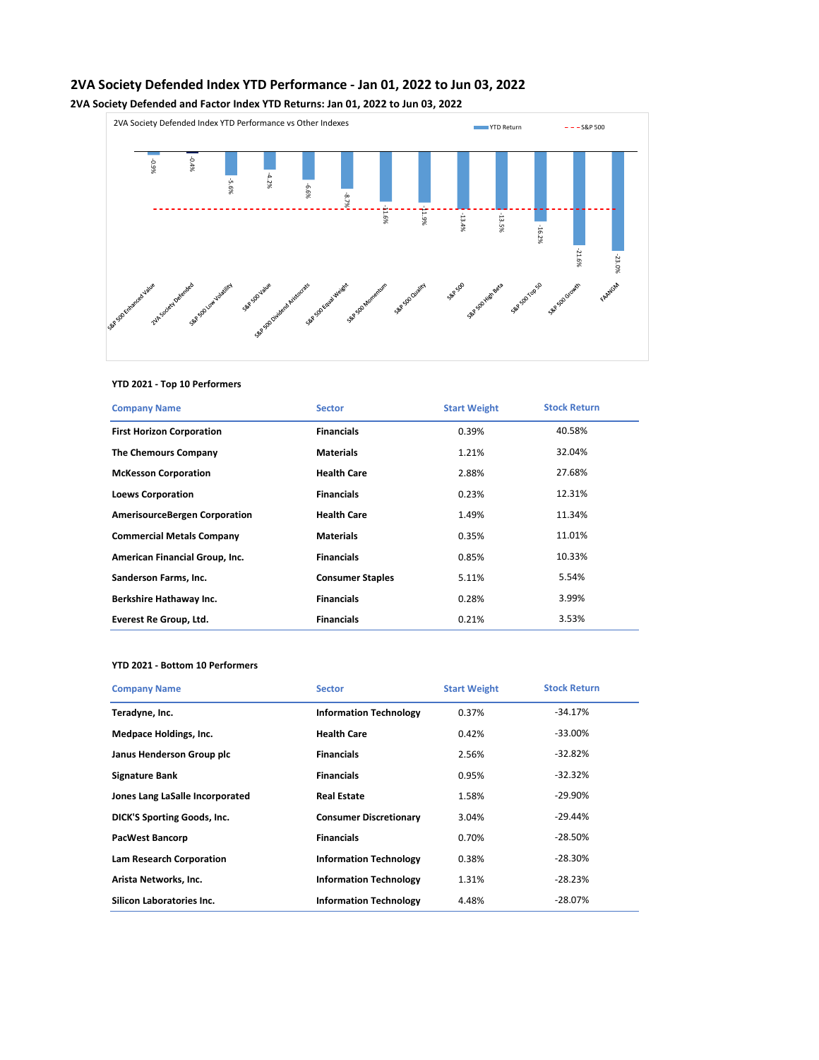# 2VA Society Defended Index YTD Performance - Jan 01, 2022 to Jun 03, 2022

## 2VA Society Defended and Factor Index YTD Returns: Jan 01, 2022 to Jun 03, 2022

2VA Society Defended Index YTD Performance vs Other Indexes

YTD Return | S&P 500

| Index | YTD Return |
|---|---|
| S&P 500 Enhanced Value | -0.9% |
| 2VA Society Defended | -0.4% |
| S&P 500 Low Volatility | -5.6% |
| S&P 500 Value | -4.2% |
| S&P 500 Dividend Aristocrats | -6.6% |
| S&P 500 Equal Weight | -8.7% |
| S&P 500 Momentum | -11.6% |
| S&P 500 Quality | -11.9% |
| S&P 500 | -13.4% |
| S&P 500 High Beta | -13.5% |
| S&P 500 Top 50 | -16.2% |
| S&P 500 Growth | -21.6% |
| FAANGM | -23.0% |

### YTD 2021 - Top 10 Performers

| Company Name | Sector | Start Weight | Stock Return |
|---|---|---|---|
| First Horizon Corporation | Financials | 0.39% | 40.58% |
| The Chemours Company | Materials | 1.21% | 32.04% |
| McKesson Corporation | Health Care | 2.88% | 27.68% |
| Loews Corporation | Financials | 0.23% | 12.31% |
| AmerisourceBergen Corporation | Health Care | 1.49% | 11.34% |
| Commercial Metals Company | Materials | 0.35% | 11.01% |
| American Financial Group, Inc. | Financials | 0.85% | 10.33% |
| Sanderson Farms, Inc. | Consumer Staples | 5.11% | 5.54% |
| Berkshire Hathaway Inc. | Financials | 0.28% | 3.99% |
| Everest Re Group, Ltd. | Financials | 0.21% | 3.53% |

### YTD 2021 - Bottom 10 Performers

| Company Name | Sector | Start Weight | Stock Return |
|---|---|---|---|
| Teradyne, Inc. | Information Technology | 0.37% | -34.17% |
| Medpace Holdings, Inc. | Health Care | 0.42% | -33.00% |
| Janus Henderson Group plc | Financials | 2.56% | -32.82% |
| Signature Bank | Financials | 0.95% | -32.32% |
| Jones Lang LaSalle Incorporated | Real Estate | 1.58% | -29.90% |
| DICK'S Sporting Goods, Inc. | Consumer Discretionary | 3.04% | -29.44% |
| PacWest Bancorp | Financials | 0.70% | -28.50% |
| Lam Research Corporation | Information Technology | 0.38% | -28.30% |
| Arista Networks, Inc. | Information Technology | 1.31% | -28.23% |
| Silicon Laboratories Inc. | Information Technology | 4.48% | -28.07% |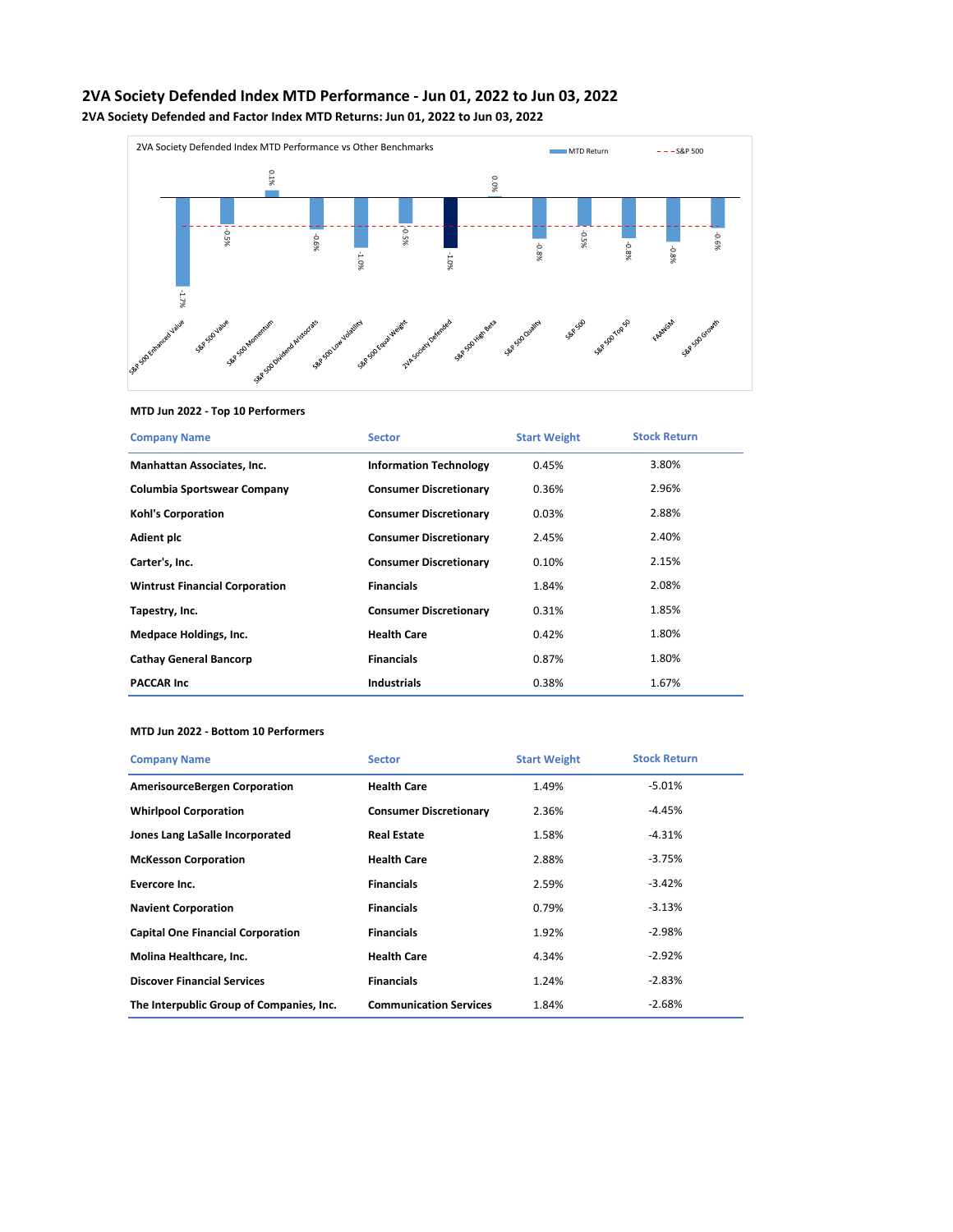# 2VA Society Defended Index MTD Performance - Jun 01, 2022 to Jun 03, 2022

## 2VA Society Defended and Factor Index MTD Returns: Jun 01, 2022 to Jun 03, 2022

2VA Society Defended Index MTD Performance vs Other Benchmarks

| Index | MTD Return |
|---|---|
| S&P 500 Enhanced Value | -1.7% |
| S&P 500 Value | -0.5% |
| S&P 500 Momentum | 0.1% |
| S&P 500 Dividend Aristocrats | -0.6% |
| S&P 500 Low Volatility | -1.0% |
| S&P 500 Equal Weight | -0.5% |
| 2VA Society Defended | -1.0% |
| S&P 500 High Beta | 0.0% |
| S&P 500 Quality | -0.8% |
| S&P 500 | -0.5% |
| S&P 500 Top 50 | -0.8% |
| FAANGM | -0.8% |
| S&P 500 Growth | -0.6% |

### MTD Jun 2022 - Top 10 Performers

| Company Name | Sector | Start Weight | Stock Return |
|---|---|---|---|
| Manhattan Associates, Inc. | Information Technology | 0.45% | 3.80% |
| Columbia Sportswear Company | Consumer Discretionary | 0.36% | 2.96% |
| Kohl's Corporation | Consumer Discretionary | 0.03% | 2.88% |
| Adient plc | Consumer Discretionary | 2.45% | 2.40% |
| Carter's, Inc. | Consumer Discretionary | 0.10% | 2.15% |
| Wintrust Financial Corporation | Financials | 1.84% | 2.08% |
| Tapestry, Inc. | Consumer Discretionary | 0.31% | 1.85% |
| Medpace Holdings, Inc. | Health Care | 0.42% | 1.80% |
| Cathay General Bancorp | Financials | 0.87% | 1.80% |
| PACCAR Inc | Industrials | 0.38% | 1.67% |

### MTD Jun 2022 - Bottom 10 Performers

| Company Name | Sector | Start Weight | Stock Return |
|---|---|---|---|
| AmerisourceBergen Corporation | Health Care | 1.49% | -5.01% |
| Whirlpool Corporation | Consumer Discretionary | 2.36% | -4.45% |
| Jones Lang LaSalle Incorporated | Real Estate | 1.58% | -4.31% |
| McKesson Corporation | Health Care | 2.88% | -3.75% |
| Evercore Inc. | Financials | 2.59% | -3.42% |
| Navient Corporation | Financials | 0.79% | -3.13% |
| Capital One Financial Corporation | Financials | 1.92% | -2.98% |
| Molina Healthcare, Inc. | Health Care | 4.34% | -2.92% |
| Discover Financial Services | Financials | 1.24% | -2.83% |
| The Interpublic Group of Companies, Inc. | Communication Services | 1.84% | -2.68% |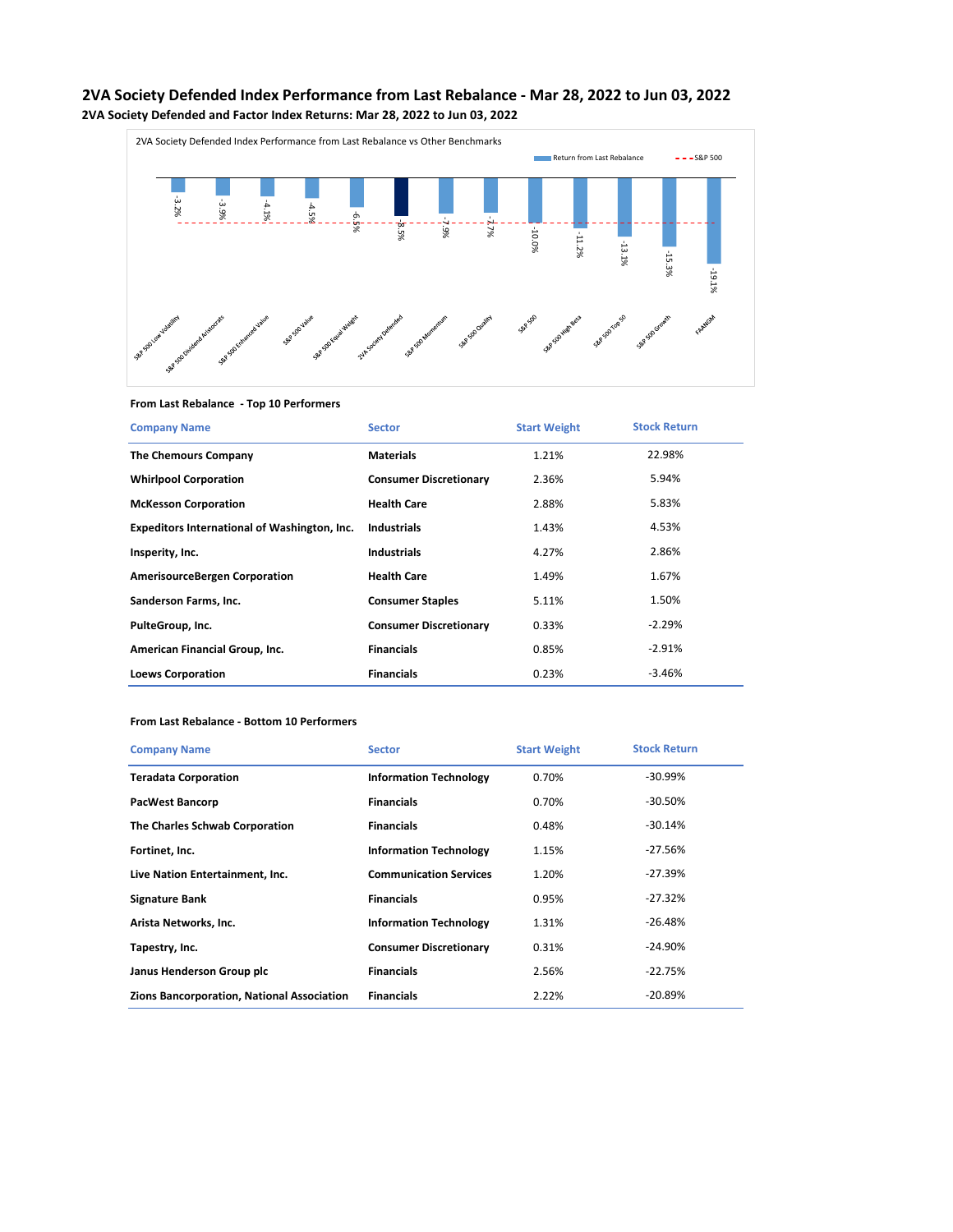## 2VA Society Defended Index Performance from Last Rebalance - Mar 28, 2022 to Jun 03, 2022

**2VA Society Defended and Factor Index Returns: Mar 28, 2022 to Jun 03, 2022**

2VA Society Defended Index Performance from Last Rebalance vs Other Benchmarks

Return from Last Rebalance
S&P 500

-3.2%
-3.9%
-4.1%
-4.5%
-6.5%
-8.5%
-7.9%
-7.7%
-10.0%
-11.2%
-13.1%
-15.3%
-19.1%

S&P 500 Low Volatility
S&P 500 Dividend Aristocrats
S&P 500 Enhanced Value
S&P 500 Value
S&P 500 Equal Weight
2VA Society Defended
S&P 500 Momentum
S&P 500 Quality
S&P 500
S&P 500 High Beta
S&P 500 Top 50
S&P 500 Growth
FAANGM

**From Last Rebalance - Top 10 Performers**

| Company Name | Sector | Start Weight | Stock Return |
|---|---|---|---|
| **The Chemours Company** | **Materials** | 1.21% | 22.98% |
| **Whirlpool Corporation** | **Consumer Discretionary** | 2.36% | 5.94% |
| **McKesson Corporation** | **Health Care** | 2.88% | 5.83% |
| **Expeditors International of Washington, Inc.** | **Industrials** | 1.43% | 4.53% |
| **Insperity, Inc.** | **Industrials** | 4.27% | 2.86% |
| **AmerisourceBergen Corporation** | **Health Care** | 1.49% | 1.67% |
| **Sanderson Farms, Inc.** | **Consumer Staples** | 5.11% | 1.50% |
| **PulteGroup, Inc.** | **Consumer Discretionary** | 0.33% | -2.29% |
| **American Financial Group, Inc.** | **Financials** | 0.85% | -2.91% |
| **Loews Corporation** | **Financials** | 0.23% | -3.46% |

**From Last Rebalance - Bottom 10 Performers**

| Company Name | Sector | Start Weight | Stock Return |
|---|---|---|---|
| **Teradata Corporation** | **Information Technology** | 0.70% | -30.99% |
| **PacWest Bancorp** | **Financials** | 0.70% | -30.50% |
| **The Charles Schwab Corporation** | **Financials** | 0.48% | -30.14% |
| **Fortinet, Inc.** | **Information Technology** | 1.15% | -27.56% |
| **Live Nation Entertainment, Inc.** | **Communication Services** | 1.20% | -27.39% |
| **Signature Bank** | **Financials** | 0.95% | -27.32% |
| **Arista Networks, Inc.** | **Information Technology** | 1.31% | -26.48% |
| **Tapestry, Inc.** | **Consumer Discretionary** | 0.31% | -24.90% |
| **Janus Henderson Group plc** | **Financials** | 2.56% | -22.75% |
| **Zions Bancorporation, National Association** | **Financials** | 2.22% | -20.89% |